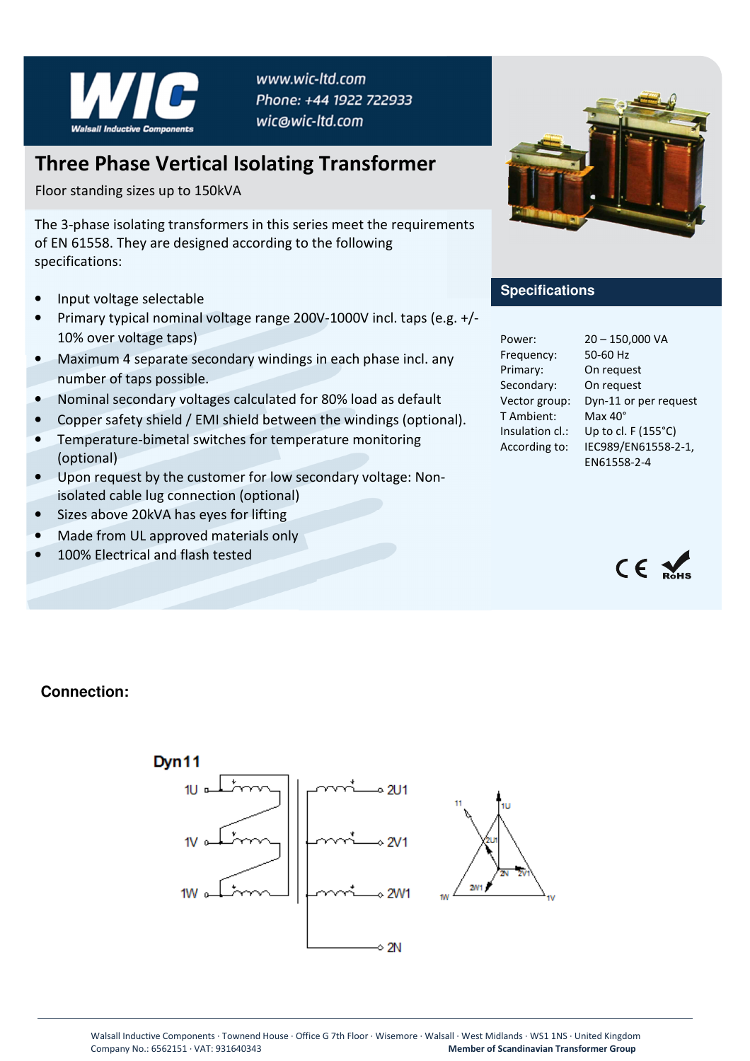WIC
Walsall Inductive Components

www.wic-ltd.com
Phone: +44 1922 722933
wic@wic-ltd.com

# Three Phase Vertical Isolating Transformer

Floor standing sizes up to 150kVA

The 3-phase isolating transformers in this series meet the requirements of EN 61558. They are designed according to the following specifications:

- Input voltage selectable
- Primary typical nominal voltage range 200V-1000V incl. taps (e.g. +/- 10% over voltage taps)
- Maximum 4 separate secondary windings in each phase incl. any number of taps possible.
- Nominal secondary voltages calculated for 80% load as default
- Copper safety shield / EMI shield between the windings (optional).
- Temperature-bimetal switches for temperature monitoring (optional)
- Upon request by the customer for low secondary voltage: Non-isolated cable lug connection (optional)
- Sizes above 20kVA has eyes for lifting
- Made from UL approved materials only
- 100% Electrical and flash tested

## Specifications

| | |
|---|---|
| Power: | 20 – 150,000 VA |
| Frequency: | 50-60 Hz |
| Primary: | On request |
| Secondary: | On request |
| Vector group: | Dyn-11 or per request |
| T Ambient: | Max 40° |
| Insulation cl.: | Up to cl. F (155°C) |
| According to: | IEC989/EN61558-2-1, EN61558-2-4 |

CE RoHS

## Connection:

Dyn11

1U, 1V, 1W — 2U1, 2V1, 2W1, 2N

Walsall Inductive Components · Townend House · Office G 7th Floor · Wisemore · Walsall · West Midlands · WS1 1NS · United Kingdom
Company No.: 6562151 · VAT: 931640343
**Member of Scandinavian Transformer Group**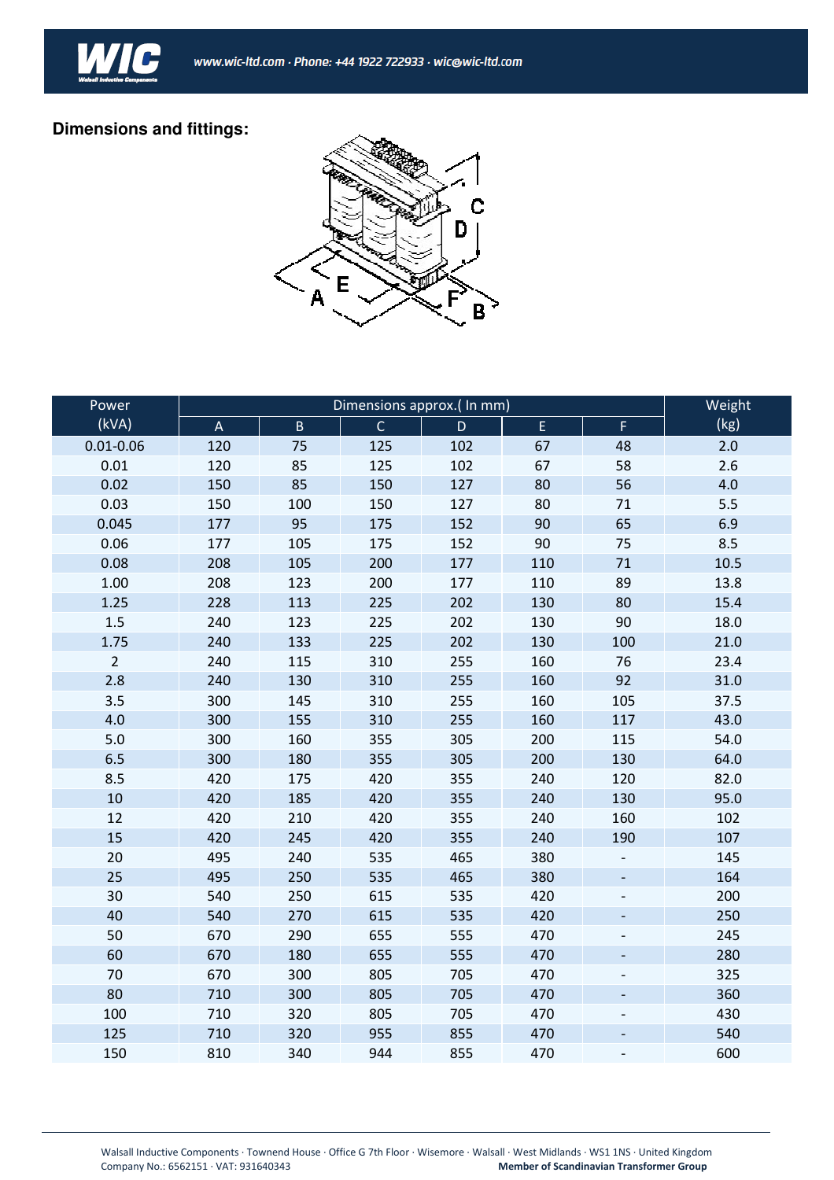## Dimensions and fittings:

| Power | Dimensions approx.( In mm) | | | | | | Weight |
|---|---|---|---|---|---|---|---|
| (kVA) | A | B | C | D | E | F | (kg) |
| 0.01-0.06 | 120 | 75 | 125 | 102 | 67 | 48 | 2.0 |
| 0.01 | 120 | 85 | 125 | 102 | 67 | 58 | 2.6 |
| 0.02 | 150 | 85 | 150 | 127 | 80 | 56 | 4.0 |
| 0.03 | 150 | 100 | 150 | 127 | 80 | 71 | 5.5 |
| 0.045 | 177 | 95 | 175 | 152 | 90 | 65 | 6.9 |
| 0.06 | 177 | 105 | 175 | 152 | 90 | 75 | 8.5 |
| 0.08 | 208 | 105 | 200 | 177 | 110 | 71 | 10.5 |
| 1.00 | 208 | 123 | 200 | 177 | 110 | 89 | 13.8 |
| 1.25 | 228 | 113 | 225 | 202 | 130 | 80 | 15.4 |
| 1.5 | 240 | 123 | 225 | 202 | 130 | 90 | 18.0 |
| 1.75 | 240 | 133 | 225 | 202 | 130 | 100 | 21.0 |
| 2 | 240 | 115 | 310 | 255 | 160 | 76 | 23.4 |
| 2.8 | 240 | 130 | 310 | 255 | 160 | 92 | 31.0 |
| 3.5 | 300 | 145 | 310 | 255 | 160 | 105 | 37.5 |
| 4.0 | 300 | 155 | 310 | 255 | 160 | 117 | 43.0 |
| 5.0 | 300 | 160 | 355 | 305 | 200 | 115 | 54.0 |
| 6.5 | 300 | 180 | 355 | 305 | 200 | 130 | 64.0 |
| 8.5 | 420 | 175 | 420 | 355 | 240 | 120 | 82.0 |
| 10 | 420 | 185 | 420 | 355 | 240 | 130 | 95.0 |
| 12 | 420 | 210 | 420 | 355 | 240 | 160 | 102 |
| 15 | 420 | 245 | 420 | 355 | 240 | 190 | 107 |
| 20 | 495 | 240 | 535 | 465 | 380 | - | 145 |
| 25 | 495 | 250 | 535 | 465 | 380 | - | 164 |
| 30 | 540 | 250 | 615 | 535 | 420 | - | 200 |
| 40 | 540 | 270 | 615 | 535 | 420 | - | 250 |
| 50 | 670 | 290 | 655 | 555 | 470 | - | 245 |
| 60 | 670 | 180 | 655 | 555 | 470 | - | 280 |
| 70 | 670 | 300 | 805 | 705 | 470 | - | 325 |
| 80 | 710 | 300 | 805 | 705 | 470 | - | 360 |
| 100 | 710 | 320 | 805 | 705 | 470 | - | 430 |
| 125 | 710 | 320 | 955 | 855 | 470 | - | 540 |
| 150 | 810 | 340 | 944 | 855 | 470 | - | 600 |